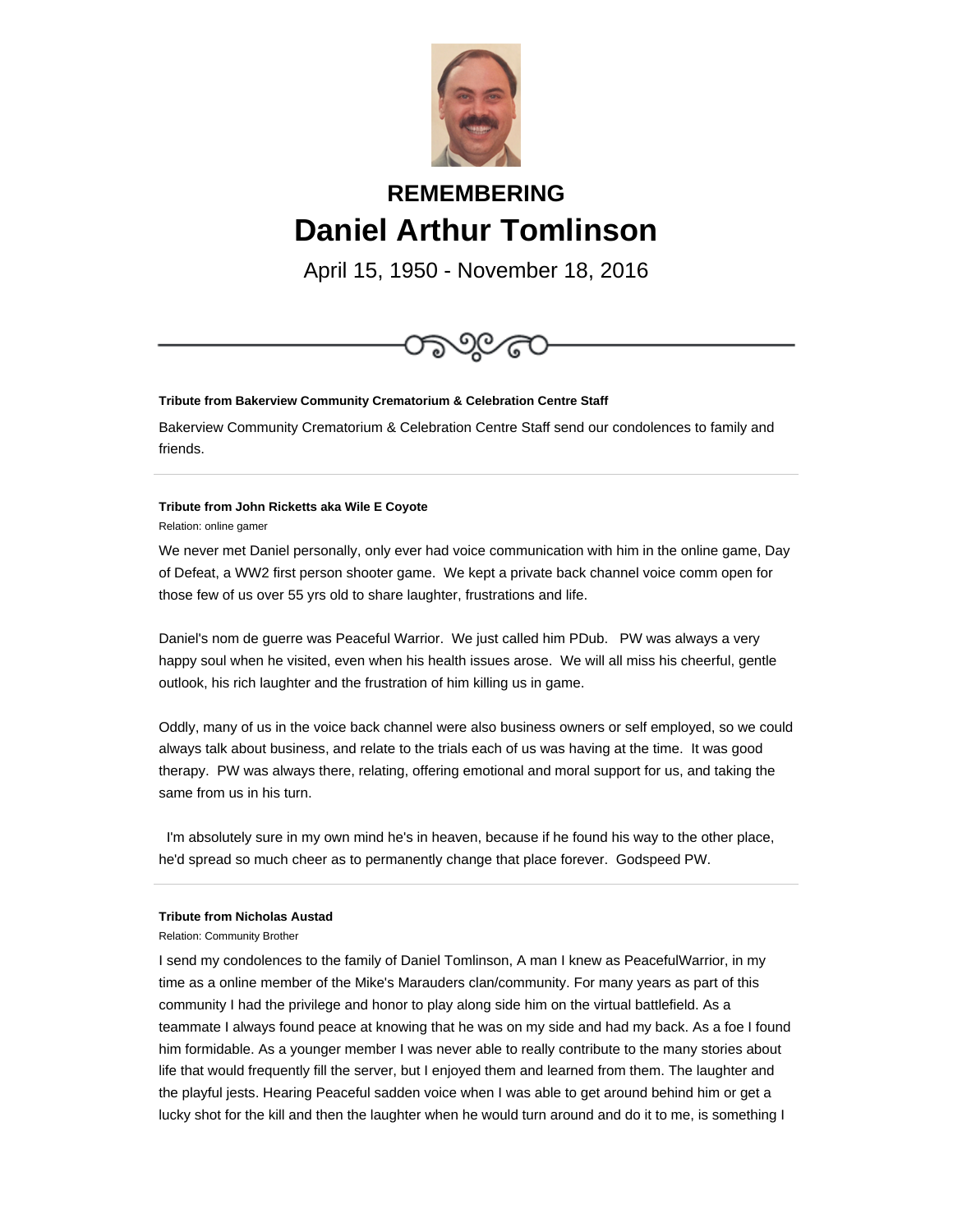# REMEMBERING

# Daniel Arthur Tomlinson

April 15, 1950 - November 18, 2016

---

**Tribute from Bakerview Community Crematorium & Celebration Centre Staff**

Bakerview Community Crematorium & Celebration Centre Staff send our condolences to family and friends.

---

**Tribute from John Ricketts aka Wile E Coyote**

Relation: online gamer

We never met Daniel personally, only ever had voice communication with him in the online game, Day of Defeat, a WW2 first person shooter game. We kept a private back channel voice comm open for those few of us over 55 yrs old to share laughter, frustrations and life.

Daniel's nom de guerre was Peaceful Warrior. We just called him PDub. PW was always a very happy soul when he visited, even when his health issues arose. We will all miss his cheerful, gentle outlook, his rich laughter and the frustration of him killing us in game.

Oddly, many of us in the voice back channel were also business owners or self employed, so we could always talk about business, and relate to the trials each of us was having at the time. It was good therapy. PW was always there, relating, offering emotional and moral support for us, and taking the same from us in his turn.

I'm absolutely sure in my own mind he's in heaven, because if he found his way to the other place, he'd spread so much cheer as to permanently change that place forever. Godspeed PW.

---

**Tribute from Nicholas Austad**

Relation: Community Brother

I send my condolences to the family of Daniel Tomlinson, A man I knew as PeacefulWarrior, in my time as a online member of the Mike's Marauders clan/community. For many years as part of this community I had the privilege and honor to play along side him on the virtual battlefield. As a teammate I always found peace at knowing that he was on my side and had my back. As a foe I found him formidable. As a younger member I was never able to really contribute to the many stories about life that would frequently fill the server, but I enjoyed them and learned from them. The laughter and the playful jests. Hearing Peaceful sadden voice when I was able to get around behind him or get a lucky shot for the kill and then the laughter when he would turn around and do it to me, is something I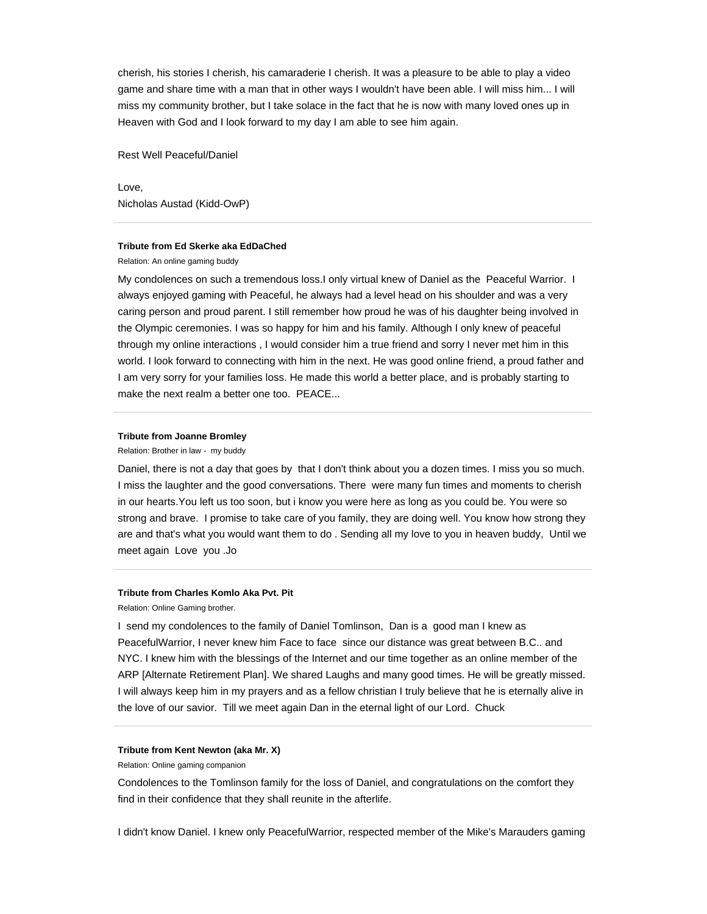cherish, his stories I cherish, his camaraderie I cherish. It was a pleasure to be able to play a video game and share time with a man that in other ways I wouldn't have been able. I will miss him... I will miss my community brother, but I take solace in the fact that he is now with many loved ones up in Heaven with God and I look forward to my day I am able to see him again.

Rest Well Peaceful/Daniel

Love,
Nicholas Austad (Kidd-OwP)

---

**Tribute from Ed Skerke aka EdDaChed**

Relation: An online gaming buddy

My condolences on such a tremendous loss.I only virtual knew of Daniel as the Peaceful Warrior. I always enjoyed gaming with Peaceful, he always had a level head on his shoulder and was a very caring person and proud parent. I still remember how proud he was of his daughter being involved in the Olympic ceremonies. I was so happy for him and his family. Although I only knew of peaceful through my online interactions , I would consider him a true friend and sorry I never met him in this world. I look forward to connecting with him in the next. He was good online friend, a proud father and I am very sorry for your families loss. He made this world a better place, and is probably starting to make the next realm a better one too. PEACE...

---

**Tribute from Joanne Bromley**

Relation: Brother in law - my buddy

Daniel, there is not a day that goes by that I don't think about you a dozen times. I miss you so much. I miss the laughter and the good conversations. There were many fun times and moments to cherish in our hearts.You left us too soon, but i know you were here as long as you could be. You were so strong and brave. I promise to take care of you family, they are doing well. You know how strong they are and that's what you would want them to do . Sending all my love to you in heaven buddy, Until we meet again Love you .Jo

---

**Tribute from Charles Komlo Aka Pvt. Pit**

Relation: Online Gaming brother.

I send my condolences to the family of Daniel Tomlinson, Dan is a good man I knew as PeacefulWarrior, I never knew him Face to face since our distance was great between B.C.. and NYC. I knew him with the blessings of the Internet and our time together as an online member of the ARP [Alternate Retirement Plan]. We shared Laughs and many good times. He will be greatly missed. I will always keep him in my prayers and as a fellow christian I truly believe that he is eternally alive in the love of our savior. Till we meet again Dan in the eternal light of our Lord. Chuck

---

**Tribute from Kent Newton (aka Mr. X)**

Relation: Online gaming companion

Condolences to the Tomlinson family for the loss of Daniel, and congratulations on the comfort they find in their confidence that they shall reunite in the afterlife.

I didn't know Daniel. I knew only PeacefulWarrior, respected member of the Mike's Marauders gaming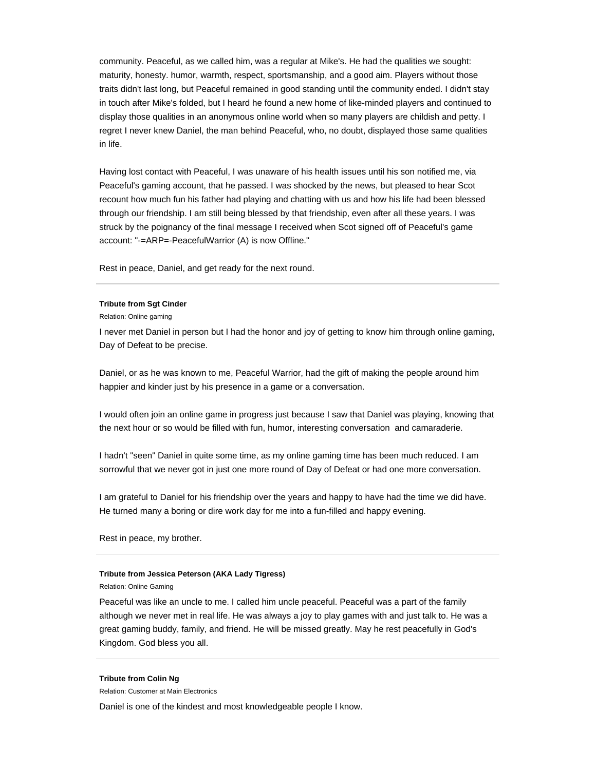community. Peaceful, as we called him, was a regular at Mike's. He had the qualities we sought: maturity, honesty. humor, warmth, respect, sportsmanship, and a good aim. Players without those traits didn't last long, but Peaceful remained in good standing until the community ended. I didn't stay in touch after Mike's folded, but I heard he found a new home of like-minded players and continued to display those qualities in an anonymous online world when so many players are childish and petty. I regret I never knew Daniel, the man behind Peaceful, who, no doubt, displayed those same qualities in life.

Having lost contact with Peaceful, I was unaware of his health issues until his son notified me, via Peaceful's gaming account, that he passed. I was shocked by the news, but pleased to hear Scot recount how much fun his father had playing and chatting with us and how his life had been blessed through our friendship. I am still being blessed by that friendship, even after all these years. I was struck by the poignancy of the final message I received when Scot signed off of Peaceful's game account: "-=ARP=-PeacefulWarrior (A) is now Offline."

Rest in peace, Daniel, and get ready for the next round.

---

**Tribute from Sgt Cinder**

Relation: Online gaming

I never met Daniel in person but I had the honor and joy of getting to know him through online gaming, Day of Defeat to be precise.

Daniel, or as he was known to me, Peaceful Warrior, had the gift of making the people around him happier and kinder just by his presence in a game or a conversation.

I would often join an online game in progress just because I saw that Daniel was playing, knowing that the next hour or so would be filled with fun, humor, interesting conversation and camaraderie.

I hadn't "seen" Daniel in quite some time, as my online gaming time has been much reduced. I am sorrowful that we never got in just one more round of Day of Defeat or had one more conversation.

I am grateful to Daniel for his friendship over the years and happy to have had the time we did have. He turned many a boring or dire work day for me into a fun-filled and happy evening.

Rest in peace, my brother.

---

**Tribute from Jessica Peterson (AKA Lady Tigress)**

Relation: Online Gaming

Peaceful was like an uncle to me. I called him uncle peaceful. Peaceful was a part of the family although we never met in real life. He was always a joy to play games with and just talk to. He was a great gaming buddy, family, and friend. He will be missed greatly. May he rest peacefully in God's Kingdom. God bless you all.

---

**Tribute from Colin Ng**

Relation: Customer at Main Electronics

Daniel is one of the kindest and most knowledgeable people I know.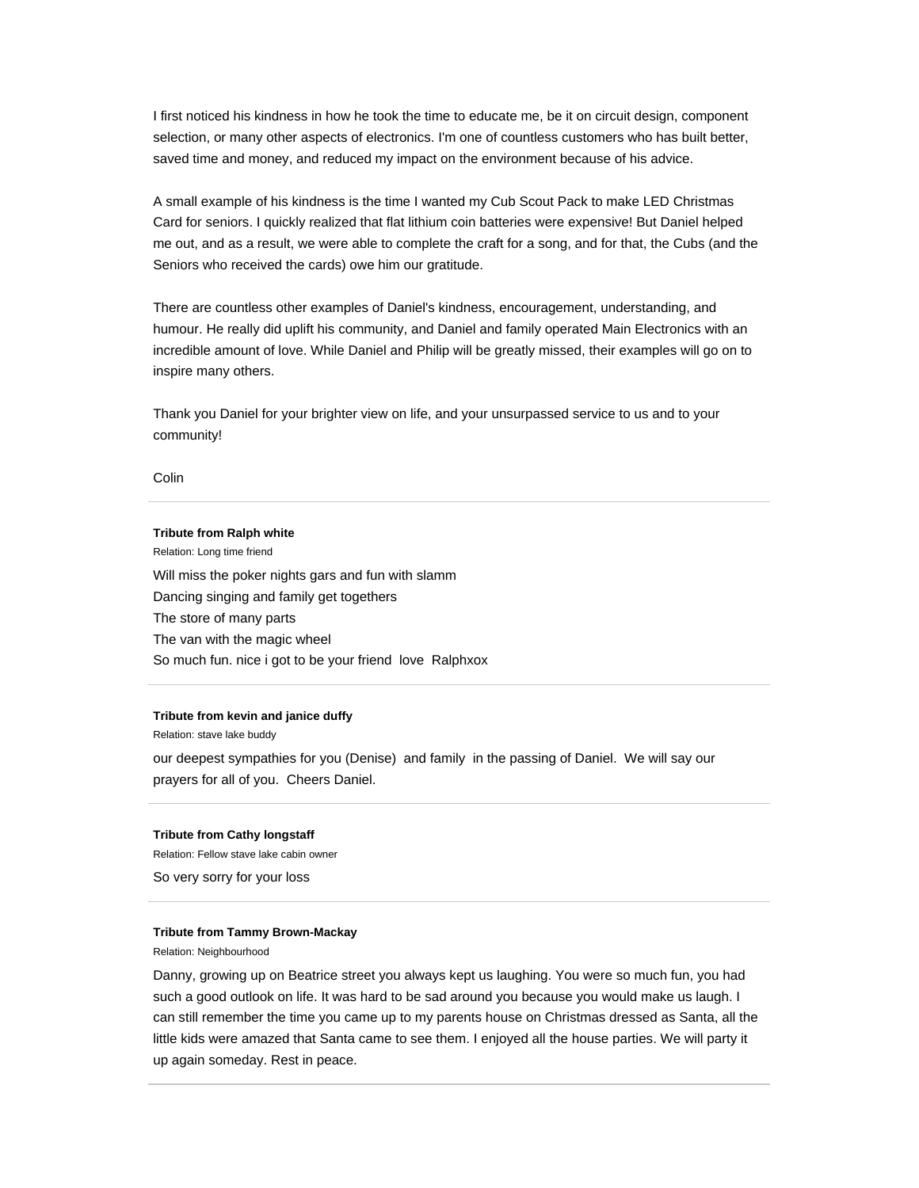I first noticed his kindness in how he took the time to educate me, be it on circuit design, component selection, or many other aspects of electronics. I'm one of countless customers who has built better, saved time and money, and reduced my impact on the environment because of his advice.

A small example of his kindness is the time I wanted my Cub Scout Pack to make LED Christmas Card for seniors. I quickly realized that flat lithium coin batteries were expensive! But Daniel helped me out, and as a result, we were able to complete the craft for a song, and for that, the Cubs (and the Seniors who received the cards) owe him our gratitude.

There are countless other examples of Daniel's kindness, encouragement, understanding, and humour. He really did uplift his community, and Daniel and family operated Main Electronics with an incredible amount of love. While Daniel and Philip will be greatly missed, their examples will go on to inspire many others.

Thank you Daniel for your brighter view on life, and your unsurpassed service to us and to your community!

Colin

---

**Tribute from Ralph white**

Relation: Long time friend

Will miss the poker nights gars and fun with slamm
Dancing singing and family get togethers
The store of many parts
The van with the magic wheel
So much fun. nice i got to be your friend love Ralphxox

---

**Tribute from kevin and janice duffy**

Relation: stave lake buddy

our deepest sympathies for you (Denise) and family in the passing of Daniel. We will say our prayers for all of you. Cheers Daniel.

---

**Tribute from Cathy longstaff**

Relation: Fellow stave lake cabin owner

So very sorry for your loss

---

**Tribute from Tammy Brown-Mackay**

Relation: Neighbourhood

Danny, growing up on Beatrice street you always kept us laughing. You were so much fun, you had such a good outlook on life. It was hard to be sad around you because you would make us laugh. I can still remember the time you came up to my parents house on Christmas dressed as Santa, all the little kids were amazed that Santa came to see them. I enjoyed all the house parties. We will party it up again someday. Rest in peace.

---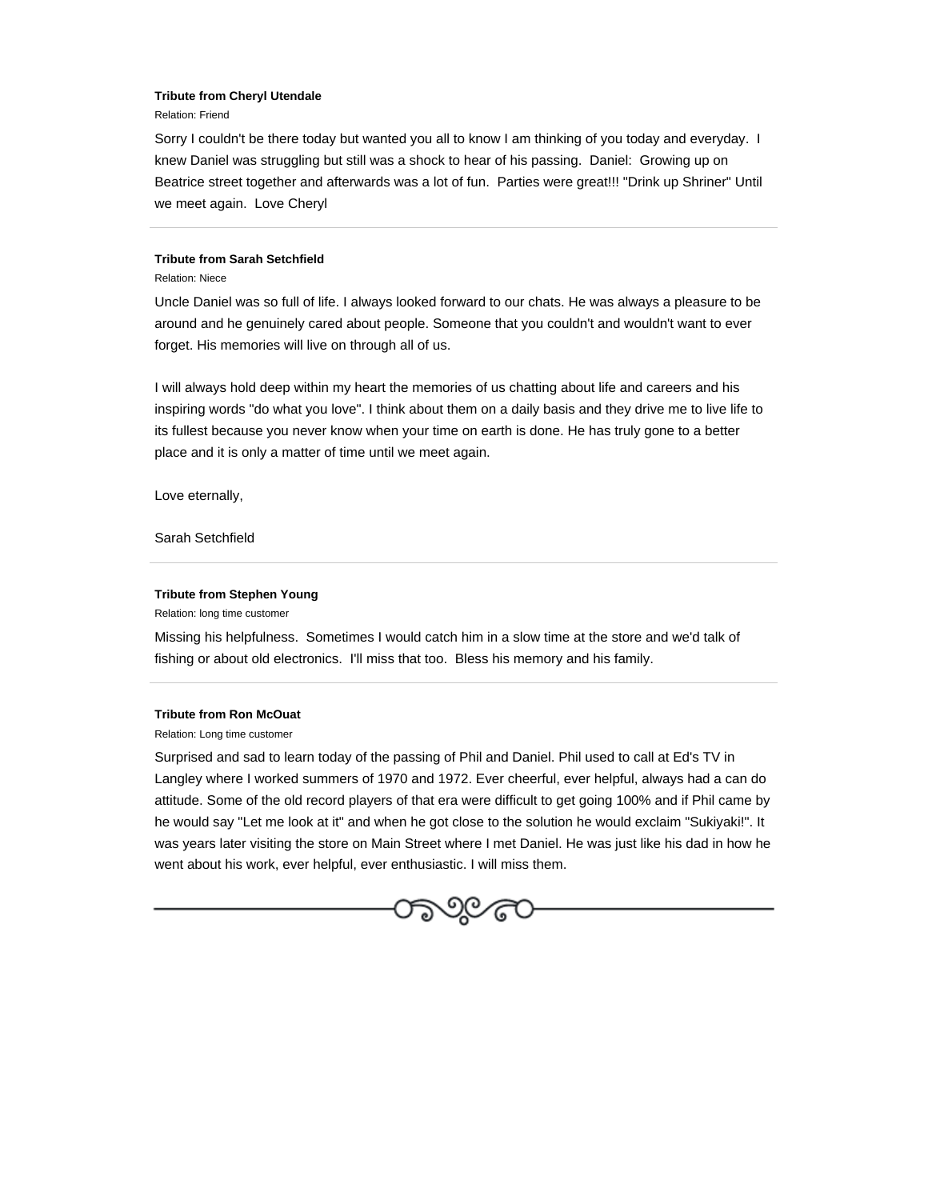**Tribute from Cheryl Utendale**

Relation: Friend

Sorry I couldn't be there today but wanted you all to know I am thinking of you today and everyday. I knew Daniel was struggling but still was a shock to hear of his passing. Daniel: Growing up on Beatrice street together and afterwards was a lot of fun. Parties were great!!! "Drink up Shriner" Until we meet again. Love Cheryl

---

**Tribute from Sarah Setchfield**

Relation: Niece

Uncle Daniel was so full of life. I always looked forward to our chats. He was always a pleasure to be around and he genuinely cared about people. Someone that you couldn't and wouldn't want to ever forget. His memories will live on through all of us.

I will always hold deep within my heart the memories of us chatting about life and careers and his inspiring words "do what you love". I think about them on a daily basis and they drive me to live life to its fullest because you never know when your time on earth is done. He has truly gone to a better place and it is only a matter of time until we meet again.

Love eternally,

Sarah Setchfield

---

**Tribute from Stephen Young**

Relation: long time customer

Missing his helpfulness. Sometimes I would catch him in a slow time at the store and we'd talk of fishing or about old electronics. I'll miss that too. Bless his memory and his family.

---

**Tribute from Ron McOuat**

Relation: Long time customer

Surprised and sad to learn today of the passing of Phil and Daniel. Phil used to call at Ed's TV in Langley where I worked summers of 1970 and 1972. Ever cheerful, ever helpful, always had a can do attitude. Some of the old record players of that era were difficult to get going 100% and if Phil came by he would say "Let me look at it" and when he got close to the solution he would exclaim "Sukiyaki!". It was years later visiting the store on Main Street where I met Daniel. He was just like his dad in how he went about his work, ever helpful, ever enthusiastic. I will miss them.